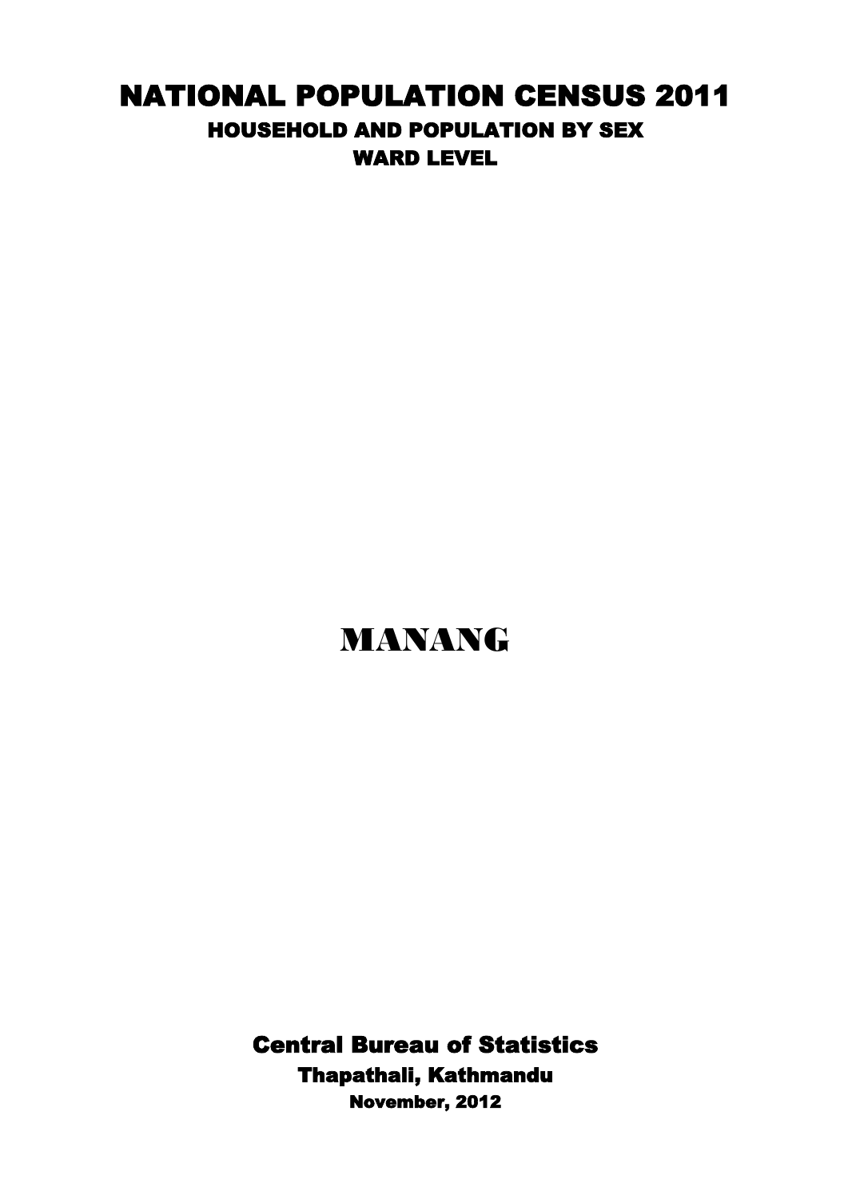# NATIONAL POPULATION CENSUS 2011

## HOUSEHOLD AND POPULATION BY SEX

## WARD LEVEL

# MANANG

**Central Bureau of Statistics**

**Thapathali, Kathmandu**

**November, 2012**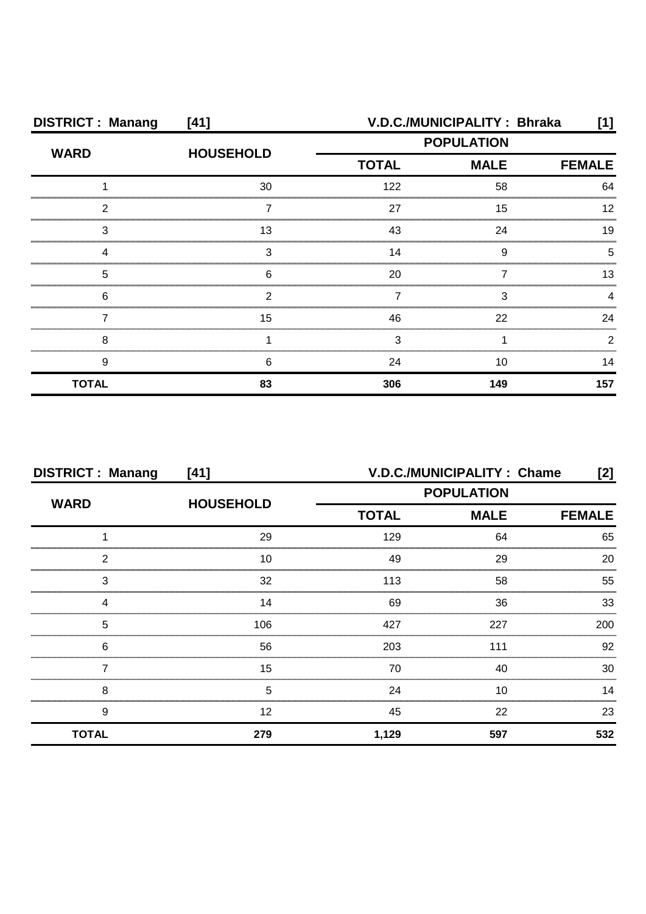| DISTRICT : Manang | [41] | V.D.C./MUNICIPALITY : Bhraka | | [1] |
|---|---|---|---|---|
| WARD | HOUSEHOLD | POPULATION | | |
| | | TOTAL | MALE | FEMALE |
| 1 | 30 | 122 | 58 | 64 |
| 2 | 7 | 27 | 15 | 12 |
| 3 | 13 | 43 | 24 | 19 |
| 4 | 3 | 14 | 9 | 5 |
| 5 | 6 | 20 | 7 | 13 |
| 6 | 2 | 7 | 3 | 4 |
| 7 | 15 | 46 | 22 | 24 |
| 8 | 1 | 3 | 1 | 2 |
| 9 | 6 | 24 | 10 | 14 |
| **TOTAL** | **83** | **306** | **149** | **157** |

| DISTRICT : Manang | [41] | V.D.C./MUNICIPALITY : Chame | | [2] |
|---|---|---|---|---|
| WARD | HOUSEHOLD | POPULATION | | |
| | | TOTAL | MALE | FEMALE |
| 1 | 29 | 129 | 64 | 65 |
| 2 | 10 | 49 | 29 | 20 |
| 3 | 32 | 113 | 58 | 55 |
| 4 | 14 | 69 | 36 | 33 |
| 5 | 106 | 427 | 227 | 200 |
| 6 | 56 | 203 | 111 | 92 |
| 7 | 15 | 70 | 40 | 30 |
| 8 | 5 | 24 | 10 | 14 |
| 9 | 12 | 45 | 22 | 23 |
| **TOTAL** | **279** | **1,129** | **597** | **532** |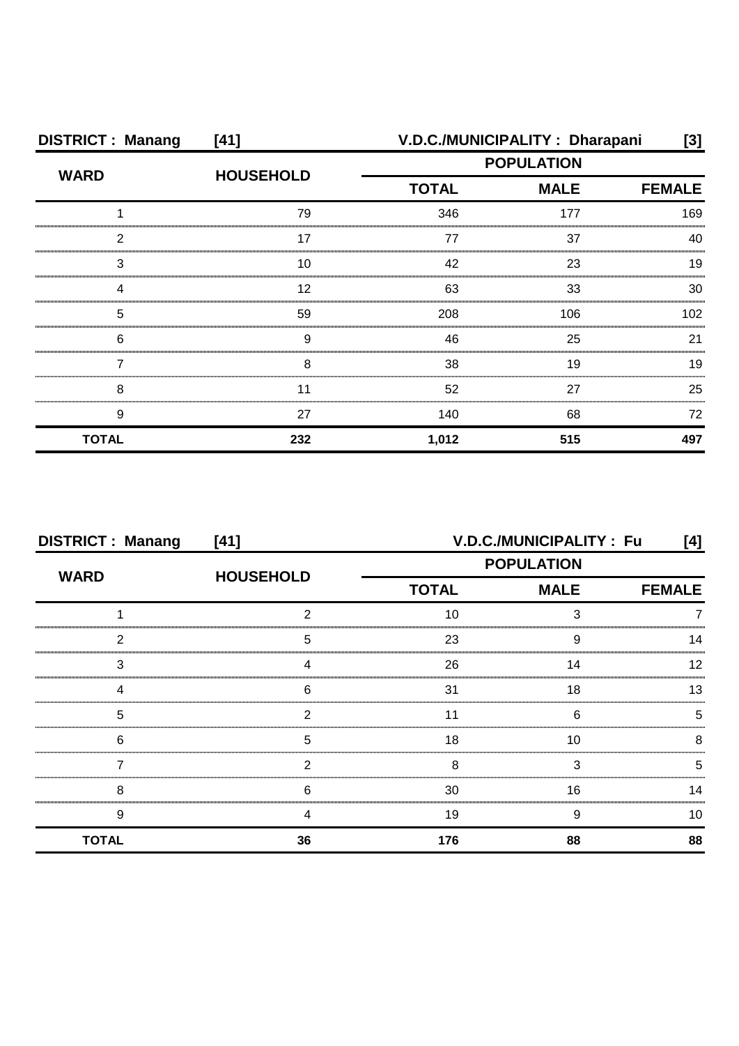**DISTRICT : Manang [41]** **V.D.C./MUNICIPALITY : Dharapani [3]**

| WARD | HOUSEHOLD | POPULATION | | |
|---|---|---|---|---|
| | | TOTAL | MALE | FEMALE |
| 1 | 79 | 346 | 177 | 169 |
| 2 | 17 | 77 | 37 | 40 |
| 3 | 10 | 42 | 23 | 19 |
| 4 | 12 | 63 | 33 | 30 |
| 5 | 59 | 208 | 106 | 102 |
| 6 | 9 | 46 | 25 | 21 |
| 7 | 8 | 38 | 19 | 19 |
| 8 | 11 | 52 | 27 | 25 |
| 9 | 27 | 140 | 68 | 72 |
| **TOTAL** | **232** | **1,012** | **515** | **497** |

**DISTRICT : Manang [41]** **V.D.C./MUNICIPALITY : Fu [4]**

| WARD | HOUSEHOLD | POPULATION | | |
|---|---|---|---|---|
| | | TOTAL | MALE | FEMALE |
| 1 | 2 | 10 | 3 | 7 |
| 2 | 5 | 23 | 9 | 14 |
| 3 | 4 | 26 | 14 | 12 |
| 4 | 6 | 31 | 18 | 13 |
| 5 | 2 | 11 | 6 | 5 |
| 6 | 5 | 18 | 10 | 8 |
| 7 | 2 | 8 | 3 | 5 |
| 8 | 6 | 30 | 16 | 14 |
| 9 | 4 | 19 | 9 | 10 |
| **TOTAL** | **36** | **176** | **88** | **88** |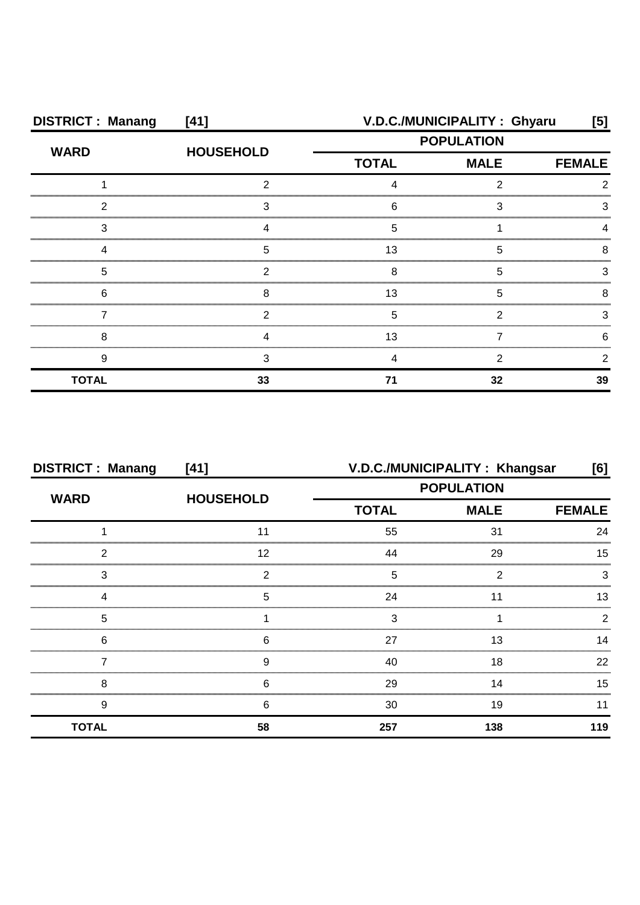**DISTRICT : Manang [41]** **V.D.C./MUNICIPALITY : Ghyaru [5]**

| WARD | HOUSEHOLD | POPULATION | | |
|---|---|---|---|---|
| | | TOTAL | MALE | FEMALE |
| 1 | 2 | 4 | 2 | 2 |
| 2 | 3 | 6 | 3 | 3 |
| 3 | 4 | 5 | 1 | 4 |
| 4 | 5 | 13 | 5 | 8 |
| 5 | 2 | 8 | 5 | 3 |
| 6 | 8 | 13 | 5 | 8 |
| 7 | 2 | 5 | 2 | 3 |
| 8 | 4 | 13 | 7 | 6 |
| 9 | 3 | 4 | 2 | 2 |
| **TOTAL** | **33** | **71** | **32** | **39** |

**DISTRICT : Manang [41]** **V.D.C./MUNICIPALITY : Khangsar [6]**

| WARD | HOUSEHOLD | POPULATION | | |
|---|---|---|---|---|
| | | TOTAL | MALE | FEMALE |
| 1 | 11 | 55 | 31 | 24 |
| 2 | 12 | 44 | 29 | 15 |
| 3 | 2 | 5 | 2 | 3 |
| 4 | 5 | 24 | 11 | 13 |
| 5 | 1 | 3 | 1 | 2 |
| 6 | 6 | 27 | 13 | 14 |
| 7 | 9 | 40 | 18 | 22 |
| 8 | 6 | 29 | 14 | 15 |
| 9 | 6 | 30 | 19 | 11 |
| **TOTAL** | **58** | **257** | **138** | **119** |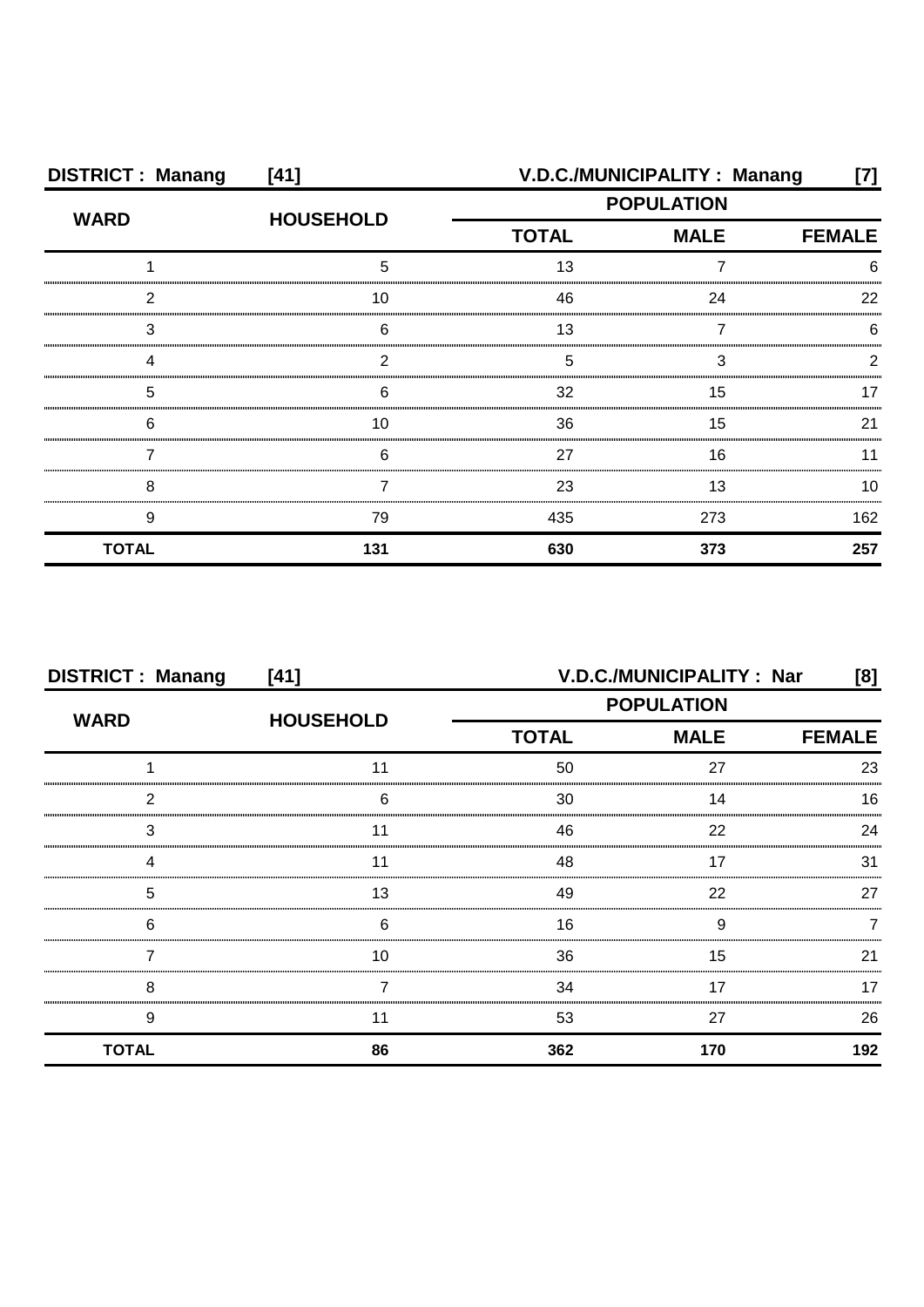**DISTRICT : Manang [41]** **V.D.C./MUNICIPALITY : Manang [7]**

| WARD | HOUSEHOLD | POPULATION | | |
|---|---|---|---|---|
| | | TOTAL | MALE | FEMALE |
| 1 | 5 | 13 | 7 | 6 |
| 2 | 10 | 46 | 24 | 22 |
| 3 | 6 | 13 | 7 | 6 |
| 4 | 2 | 5 | 3 | 2 |
| 5 | 6 | 32 | 15 | 17 |
| 6 | 10 | 36 | 15 | 21 |
| 7 | 6 | 27 | 16 | 11 |
| 8 | 7 | 23 | 13 | 10 |
| 9 | 79 | 435 | 273 | 162 |
| **TOTAL** | **131** | **630** | **373** | **257** |

**DISTRICT : Manang [41]** **V.D.C./MUNICIPALITY : Nar [8]**

| WARD | HOUSEHOLD | POPULATION | | |
|---|---|---|---|---|
| | | TOTAL | MALE | FEMALE |
| 1 | 11 | 50 | 27 | 23 |
| 2 | 6 | 30 | 14 | 16 |
| 3 | 11 | 46 | 22 | 24 |
| 4 | 11 | 48 | 17 | 31 |
| 5 | 13 | 49 | 22 | 27 |
| 6 | 6 | 16 | 9 | 7 |
| 7 | 10 | 36 | 15 | 21 |
| 8 | 7 | 34 | 17 | 17 |
| 9 | 11 | 53 | 27 | 26 |
| **TOTAL** | **86** | **362** | **170** | **192** |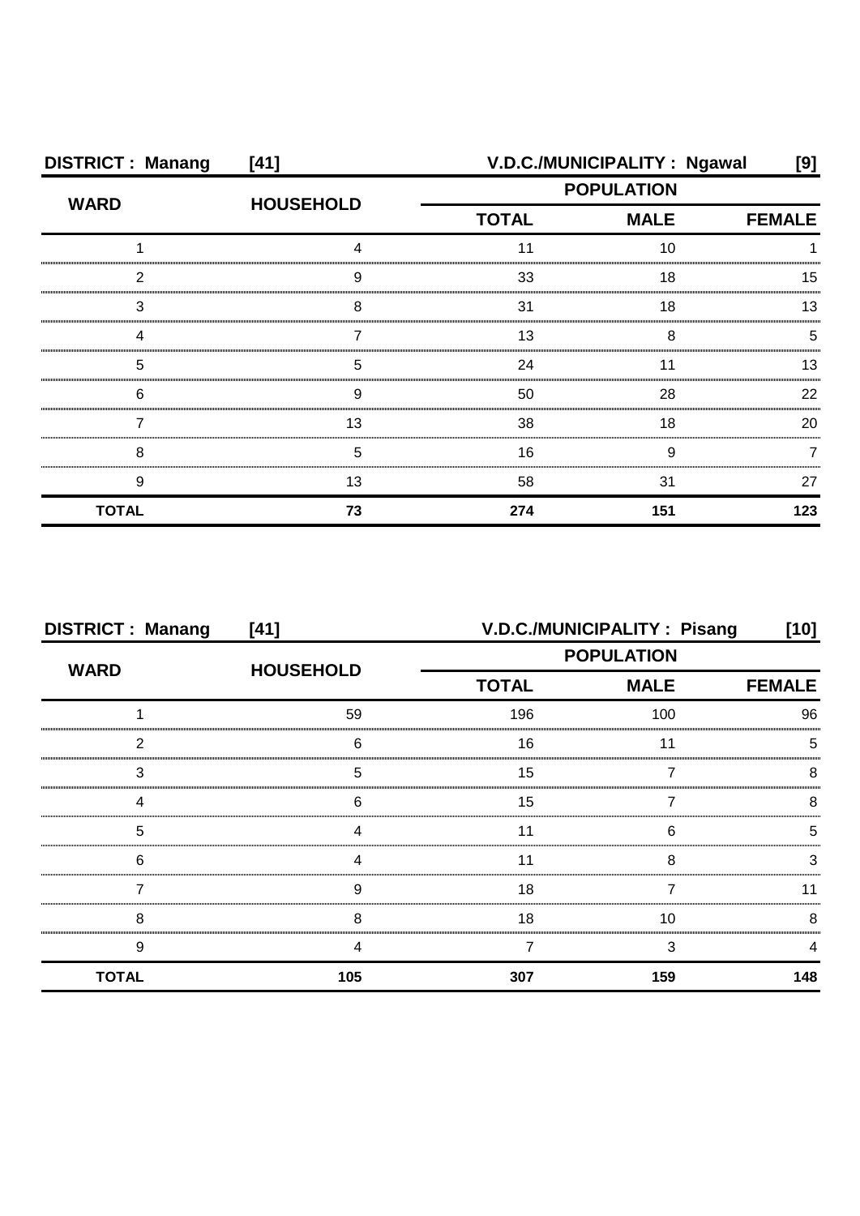**DISTRICT : Manang [41] V.D.C./MUNICIPALITY : Ngawal [9]**

| WARD | HOUSEHOLD | POPULATION | | |
|---|---|---|---|---|
| | | TOTAL | MALE | FEMALE |
| 1 | 4 | 11 | 10 | 1 |
| 2 | 9 | 33 | 18 | 15 |
| 3 | 8 | 31 | 18 | 13 |
| 4 | 7 | 13 | 8 | 5 |
| 5 | 5 | 24 | 11 | 13 |
| 6 | 9 | 50 | 28 | 22 |
| 7 | 13 | 38 | 18 | 20 |
| 8 | 5 | 16 | 9 | 7 |
| 9 | 13 | 58 | 31 | 27 |
| **TOTAL** | **73** | **274** | **151** | **123** |

**DISTRICT : Manang [41] V.D.C./MUNICIPALITY : Pisang [10]**

| WARD | HOUSEHOLD | POPULATION | | |
|---|---|---|---|---|
| | | TOTAL | MALE | FEMALE |
| 1 | 59 | 196 | 100 | 96 |
| 2 | 6 | 16 | 11 | 5 |
| 3 | 5 | 15 | 7 | 8 |
| 4 | 6 | 15 | 7 | 8 |
| 5 | 4 | 11 | 6 | 5 |
| 6 | 4 | 11 | 8 | 3 |
| 7 | 9 | 18 | 7 | 11 |
| 8 | 8 | 18 | 10 | 8 |
| 9 | 4 | 7 | 3 | 4 |
| **TOTAL** | **105** | **307** | **159** | **148** |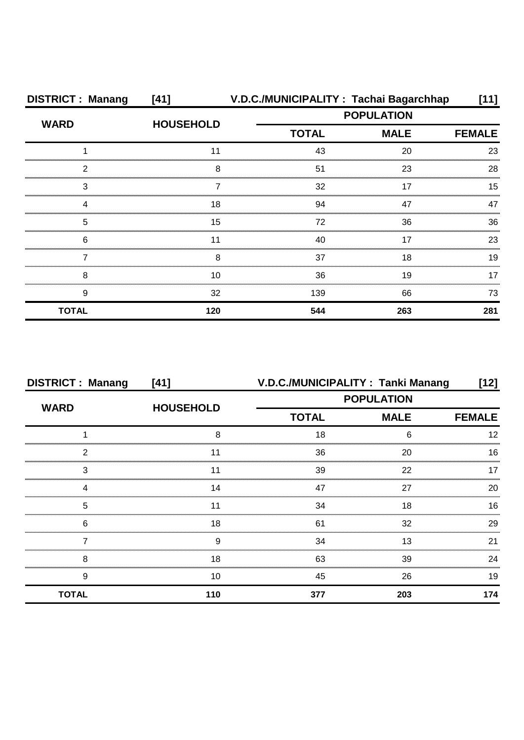**DISTRICT : Manang [41] V.D.C./MUNICIPALITY : Tachai Bagarchhap [11]**

| WARD | HOUSEHOLD | POPULATION | | |
|---|---|---|---|---|
| | | TOTAL | MALE | FEMALE |
| 1 | 11 | 43 | 20 | 23 |
| 2 | 8 | 51 | 23 | 28 |
| 3 | 7 | 32 | 17 | 15 |
| 4 | 18 | 94 | 47 | 47 |
| 5 | 15 | 72 | 36 | 36 |
| 6 | 11 | 40 | 17 | 23 |
| 7 | 8 | 37 | 18 | 19 |
| 8 | 10 | 36 | 19 | 17 |
| 9 | 32 | 139 | 66 | 73 |
| **TOTAL** | **120** | **544** | **263** | **281** |

**DISTRICT : Manang [41] V.D.C./MUNICIPALITY : Tanki Manang [12]**

| WARD | HOUSEHOLD | POPULATION | | |
|---|---|---|---|---|
| | | TOTAL | MALE | FEMALE |
| 1 | 8 | 18 | 6 | 12 |
| 2 | 11 | 36 | 20 | 16 |
| 3 | 11 | 39 | 22 | 17 |
| 4 | 14 | 47 | 27 | 20 |
| 5 | 11 | 34 | 18 | 16 |
| 6 | 18 | 61 | 32 | 29 |
| 7 | 9 | 34 | 13 | 21 |
| 8 | 18 | 63 | 39 | 24 |
| 9 | 10 | 45 | 26 | 19 |
| **TOTAL** | **110** | **377** | **203** | **174** |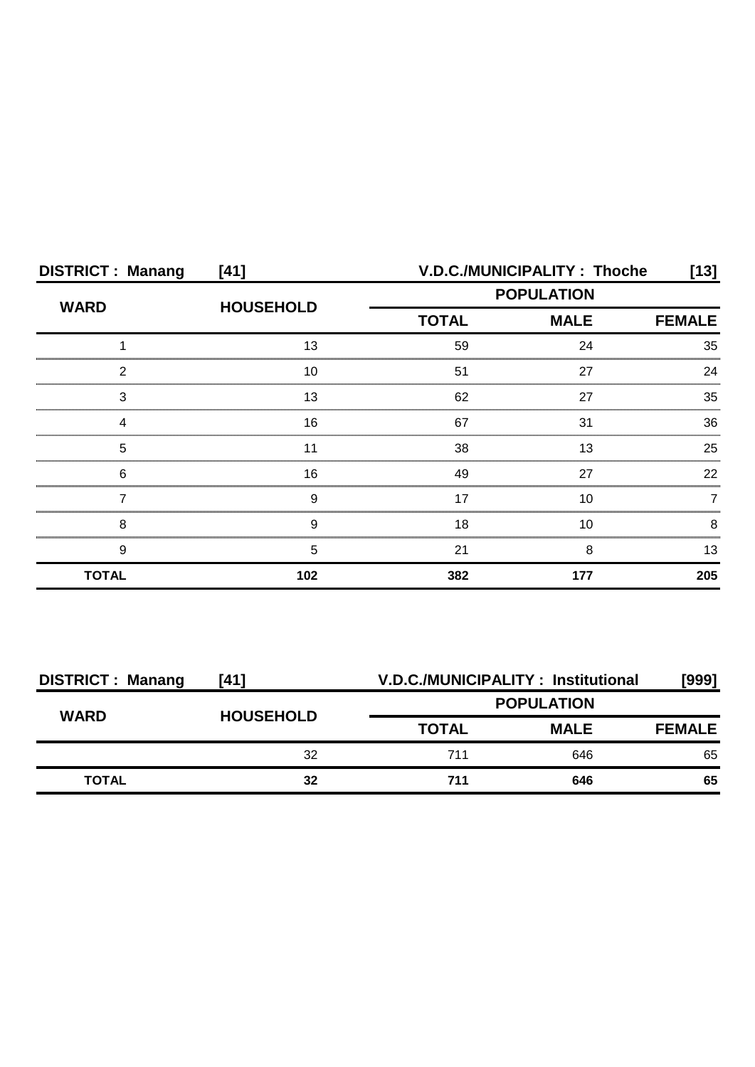**DISTRICT : Manang [41]** **V.D.C./MUNICIPALITY : Thoche [13]**

| WARD | HOUSEHOLD | POPULATION | | |
|---|---|---|---|---|
| | | TOTAL | MALE | FEMALE |
| 1 | 13 | 59 | 24 | 35 |
| 2 | 10 | 51 | 27 | 24 |
| 3 | 13 | 62 | 27 | 35 |
| 4 | 16 | 67 | 31 | 36 |
| 5 | 11 | 38 | 13 | 25 |
| 6 | 16 | 49 | 27 | 22 |
| 7 | 9 | 17 | 10 | 7 |
| 8 | 9 | 18 | 10 | 8 |
| 9 | 5 | 21 | 8 | 13 |
| **TOTAL** | **102** | **382** | **177** | **205** |

**DISTRICT : Manang [41]** **V.D.C./MUNICIPALITY : Institutional [999]**

| WARD | HOUSEHOLD | POPULATION | | |
|---|---|---|---|---|
| | | TOTAL | MALE | FEMALE |
| | 32 | 711 | 646 | 65 |
| **TOTAL** | **32** | **711** | **646** | **65** |